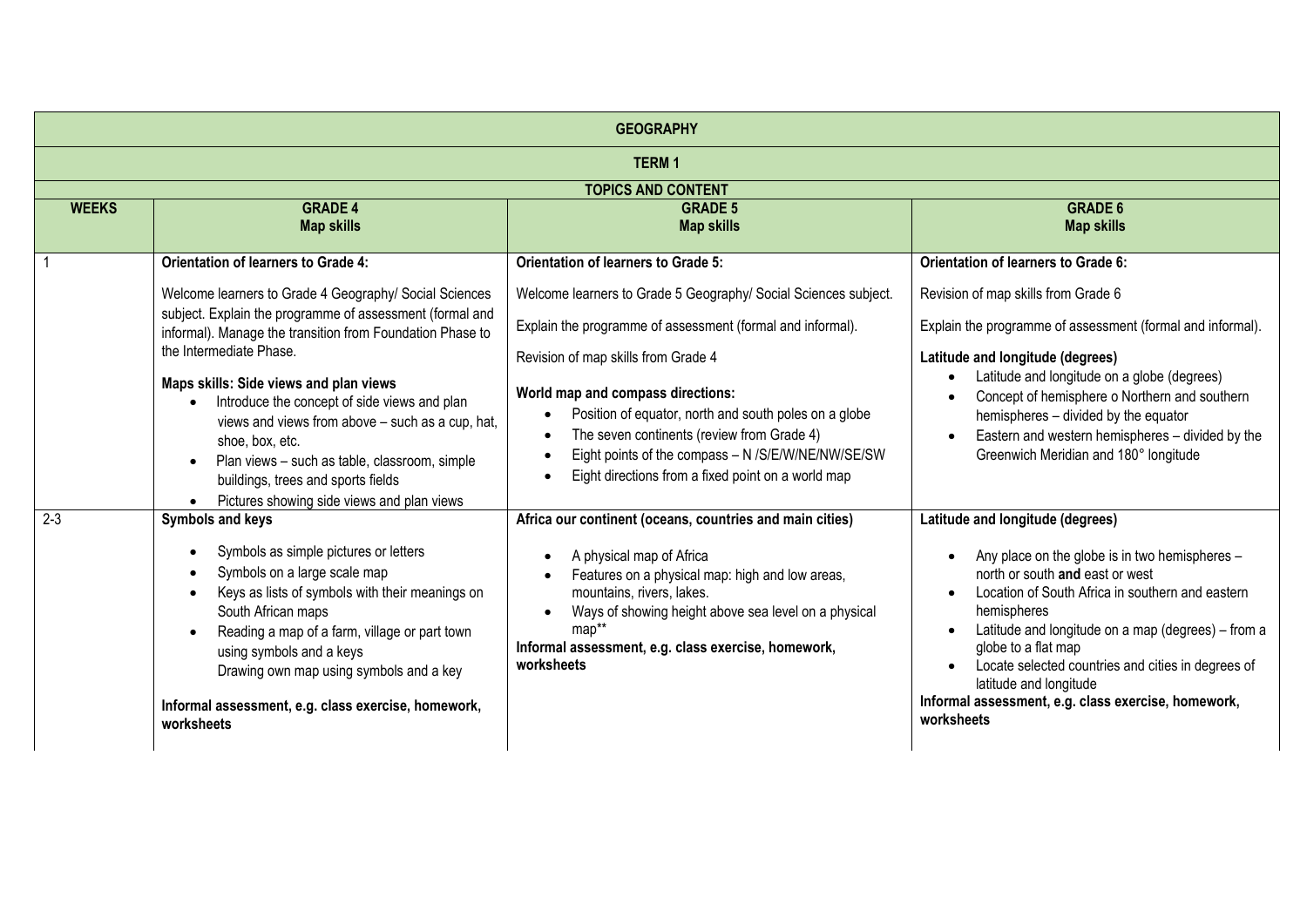| GEOGRAPHY | | | |
|---|---|---|---|
| **TERM 1** | | | |
| **TOPICS AND CONTENT** | | | |
| **WEEKS** | **GRADE 4**<br>**Map skills** | **GRADE 5**<br>**Map skills** | **GRADE 6**<br>**Map skills** |
| 1 | **Orientation of learners to Grade 4:**<br><br>Welcome learners to Grade 4 Geography/ Social Sciences subject. Explain the programme of assessment (formal and informal). Manage the transition from Foundation Phase to the Intermediate Phase.<br><br>**Maps skills: Side views and plan views**<br>• Introduce the concept of side views and plan views and views from above – such as a cup, hat, shoe, box, etc.<br>• Plan views – such as table, classroom, simple buildings, trees and sports fields<br>• Pictures showing side views and plan views | **Orientation of learners to Grade 5:**<br><br>Welcome learners to Grade 5 Geography/ Social Sciences subject.<br><br>Explain the programme of assessment (formal and informal).<br><br>Revision of map skills from Grade 4<br><br>**World map and compass directions:**<br>• Position of equator, north and south poles on a globe<br>• The seven continents (review from Grade 4)<br>• Eight points of the compass – N /S/E/W/NE/NW/SE/SW<br>• Eight directions from a fixed point on a world map | **Orientation of learners to Grade 6:**<br><br>Revision of map skills from Grade 6<br><br>Explain the programme of assessment (formal and informal).<br><br>**Latitude and longitude (degrees)**<br>• Latitude and longitude on a globe (degrees)<br>• Concept of hemisphere o Northern and southern hemispheres – divided by the equator<br>• Eastern and western hemispheres – divided by the Greenwich Meridian and 180° longitude |
| 2-3 | **Symbols and keys**<br><br>• Symbols as simple pictures or letters<br>• Symbols on a large scale map<br>• Keys as lists of symbols with their meanings on South African maps<br>• Reading a map of a farm, village or part town using symbols and a keys<br>Drawing own map using symbols and a key<br><br>**Informal assessment, e.g. class exercise, homework, worksheets** | **Africa our continent (oceans, countries and main cities)**<br><br>• A physical map of Africa<br>• Features on a physical map: high and low areas, mountains, rivers, lakes.<br>• Ways of showing height above sea level on a physical map**<br>**Informal assessment, e.g. class exercise, homework, worksheets** | **Latitude and longitude (degrees)**<br><br>• Any place on the globe is in two hemispheres – north or south **and** east or west<br>• Location of South Africa in southern and eastern hemispheres<br>• Latitude and longitude on a map (degrees) – from a globe to a flat map<br>• Locate selected countries and cities in degrees of latitude and longitude<br>**Informal assessment, e.g. class exercise, homework, worksheets** |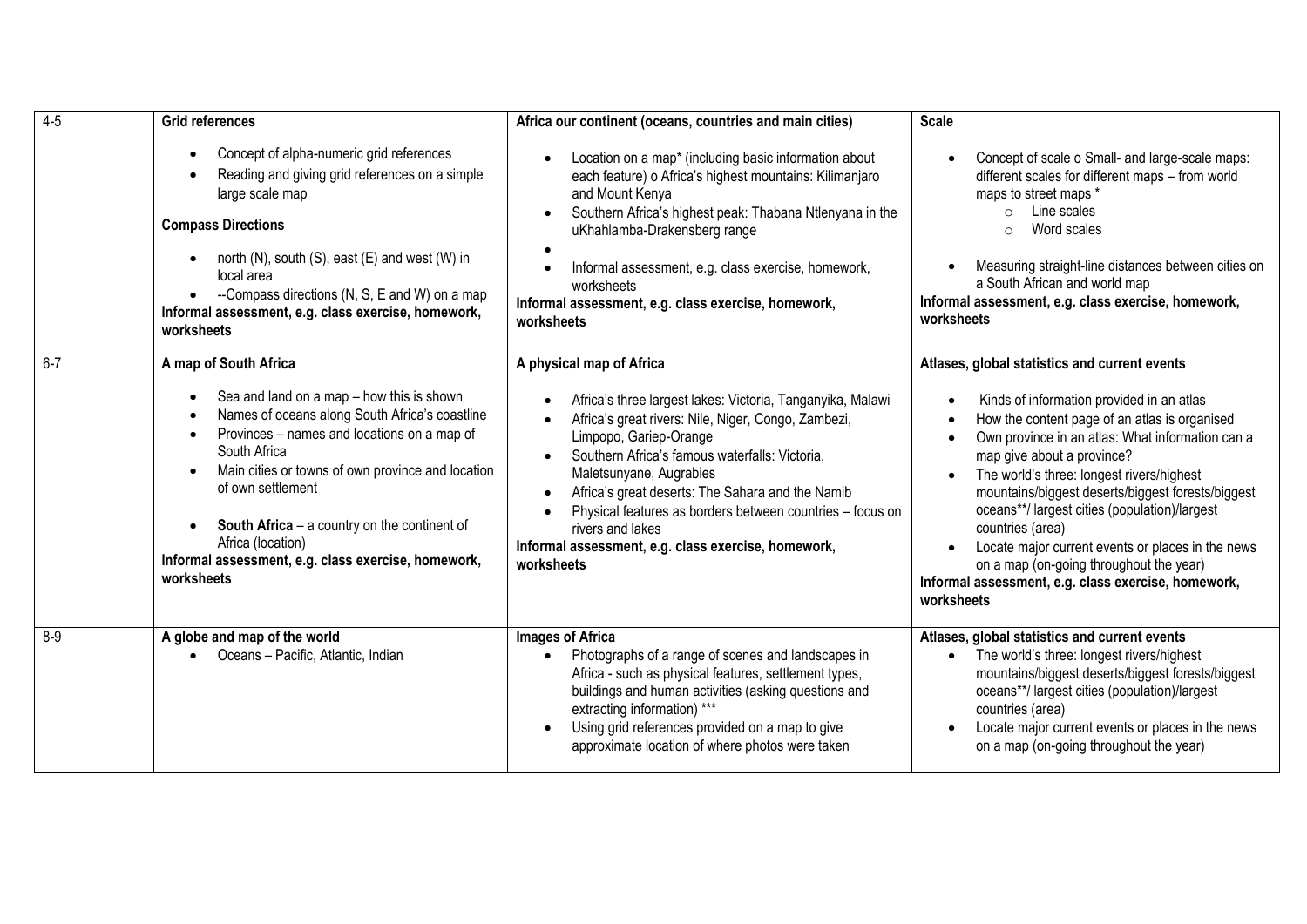| | | | |
|---|---|---|---|
| 4-5 | **Grid references**<br>• Concept of alpha-numeric grid references<br>• Reading and giving grid references on a simple large scale map<br>**Compass Directions**<br>• north (N), south (S), east (E) and west (W) in local area<br>• --Compass directions (N, S, E and W) on a map<br>**Informal assessment, e.g. class exercise, homework, worksheets** | **Africa our continent (oceans, countries and main cities)**<br>• Location on a map* (including basic information about each feature) o Africa's highest mountains: Kilimanjaro and Mount Kenya<br>• Southern Africa's highest peak: Thabana Ntlenyana in the uKhahlamba-Drakensberg range<br>•<br>• Informal assessment, e.g. class exercise, homework, worksheets<br>**Informal assessment, e.g. class exercise, homework, worksheets** | **Scale**<br>• Concept of scale o Small- and large-scale maps: different scales for different maps – from world maps to street maps *<br>  ○ Line scales<br>  ○ Word scales<br>• Measuring straight-line distances between cities on a South African and world map<br>**Informal assessment, e.g. class exercise, homework, worksheets** |
| 6-7 | **A map of South Africa**<br>• Sea and land on a map – how this is shown<br>• Names of oceans along South Africa's coastline<br>• Provinces – names and locations on a map of South Africa<br>• Main cities or towns of own province and location of own settlement<br>• **South Africa** – a country on the continent of Africa (location)<br>**Informal assessment, e.g. class exercise, homework, worksheets** | **A physical map of Africa**<br>• Africa's three largest lakes: Victoria, Tanganyika, Malawi<br>• Africa's great rivers: Nile, Niger, Congo, Zambezi, Limpopo, Gariep-Orange<br>• Southern Africa's famous waterfalls: Victoria, Maletsunyane, Augrabies<br>• Africa's great deserts: The Sahara and the Namib<br>• Physical features as borders between countries – focus on rivers and lakes<br>**Informal assessment, e.g. class exercise, homework, worksheets** | **Atlases, global statistics and current events**<br>• Kinds of information provided in an atlas<br>• How the content page of an atlas is organised<br>• Own province in an atlas: What information can a map give about a province?<br>• The world's three: longest rivers/highest mountains/biggest deserts/biggest forests/biggest oceans**/ largest cities (population)/largest countries (area)<br>• Locate major current events or places in the news on a map (on-going throughout the year)<br>**Informal assessment, e.g. class exercise, homework, worksheets** |
| 8-9 | **A globe and map of the world**<br>• Oceans – Pacific, Atlantic, Indian | **Images of Africa**<br>• Photographs of a range of scenes and landscapes in Africa - such as physical features, settlement types, buildings and human activities (asking questions and extracting information) ***<br>• Using grid references provided on a map to give approximate location of where photos were taken | **Atlases, global statistics and current events**<br>• The world's three: longest rivers/highest mountains/biggest deserts/biggest forests/biggest oceans**/ largest cities (population)/largest countries (area)<br>• Locate major current events or places in the news on a map (on-going throughout the year) |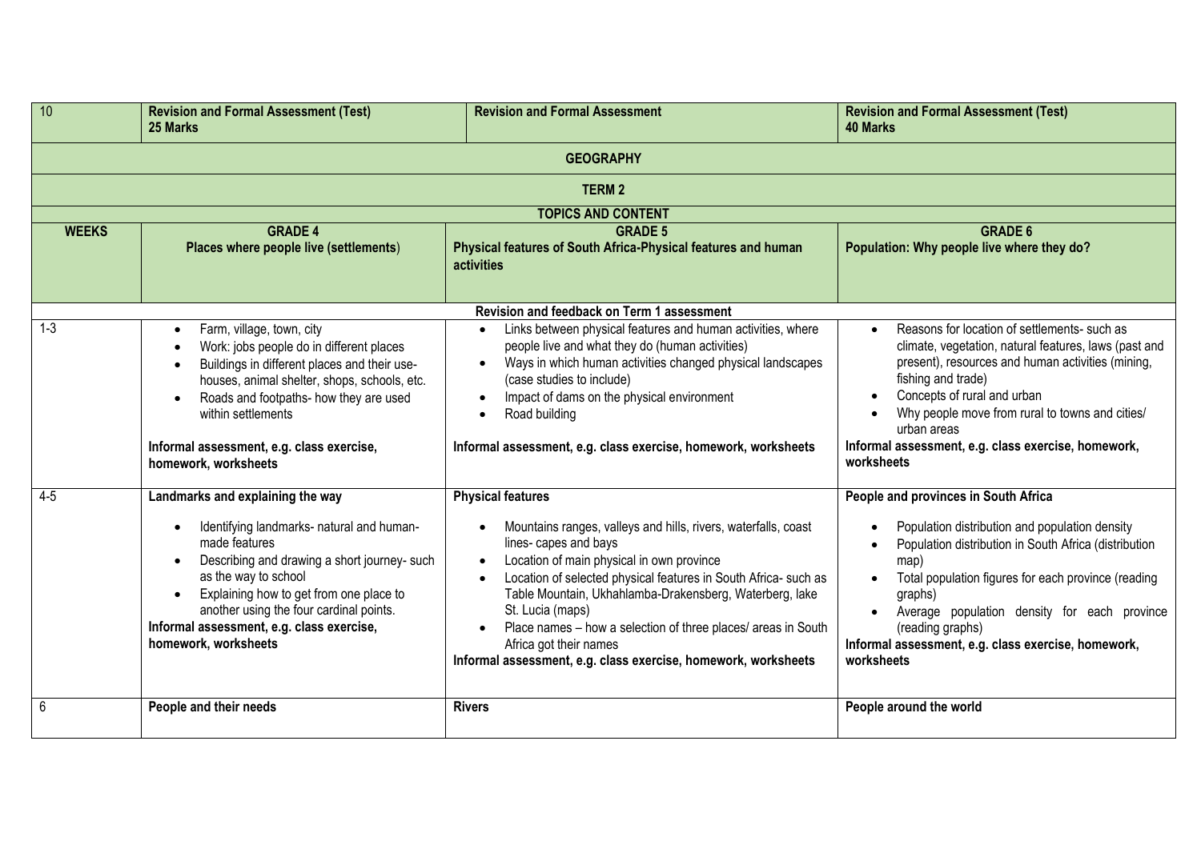| 10 | **Revision and Formal Assessment (Test)**<br>**25 Marks** | **Revision and Formal Assessment** | **Revision and Formal Assessment (Test)**<br>**40 Marks** |
|---|---|---|---|
| | | **GEOGRAPHY** | |
| | | **TERM 2** | |
| | | **TOPICS AND CONTENT** | |
| **WEEKS** | **GRADE 4**<br>**Places where people live (settlements)** | **GRADE 5**<br>**Physical features of South Africa-Physical features and human activities** | **GRADE 6**<br>**Population: Why people live where they do?** |
| | | **Revision and feedback on Term 1 assessment** | |
| 1-3 | • Farm, village, town, city<br>• Work: jobs people do in different places<br>• Buildings in different places and their use- houses, animal shelter, shops, schools, etc.<br>• Roads and footpaths- how they are used within settlements<br><br>**Informal assessment, e.g. class exercise, homework, worksheets** | • Links between physical features and human activities, where people live and what they do (human activities)<br>• Ways in which human activities changed physical landscapes (case studies to include)<br>• Impact of dams on the physical environment<br>• Road building<br><br>**Informal assessment, e.g. class exercise, homework, worksheets** | • Reasons for location of settlements- such as climate, vegetation, natural features, laws (past and present), resources and human activities (mining, fishing and trade)<br>• Concepts of rural and urban<br>• Why people move from rural to towns and cities/ urban areas<br>**Informal assessment, e.g. class exercise, homework, worksheets** |
| 4-5 | **Landmarks and explaining the way**<br><br>• Identifying landmarks- natural and human-made features<br>• Describing and drawing a short journey- such as the way to school<br>• Explaining how to get from one place to another using the four cardinal points.<br>**Informal assessment, e.g. class exercise, homework, worksheets** | **Physical features**<br><br>• Mountains ranges, valleys and hills, rivers, waterfalls, coast lines- capes and bays<br>• Location of main physical in own province<br>• Location of selected physical features in South Africa- such as Table Mountain, Ukhahlamba-Drakensberg, Waterberg, lake St. Lucia (maps)<br>• Place names – how a selection of three places/ areas in South Africa got their names<br>**Informal assessment, e.g. class exercise, homework, worksheets** | **People and provinces in South Africa**<br><br>• Population distribution and population density<br>• Population distribution in South Africa (distribution map)<br>• Total population figures for each province (reading graphs)<br>• Average population density for each province (reading graphs)<br>**Informal assessment, e.g. class exercise, homework, worksheets** |
| 6 | **People and their needs** | **Rivers** | **People around the world** |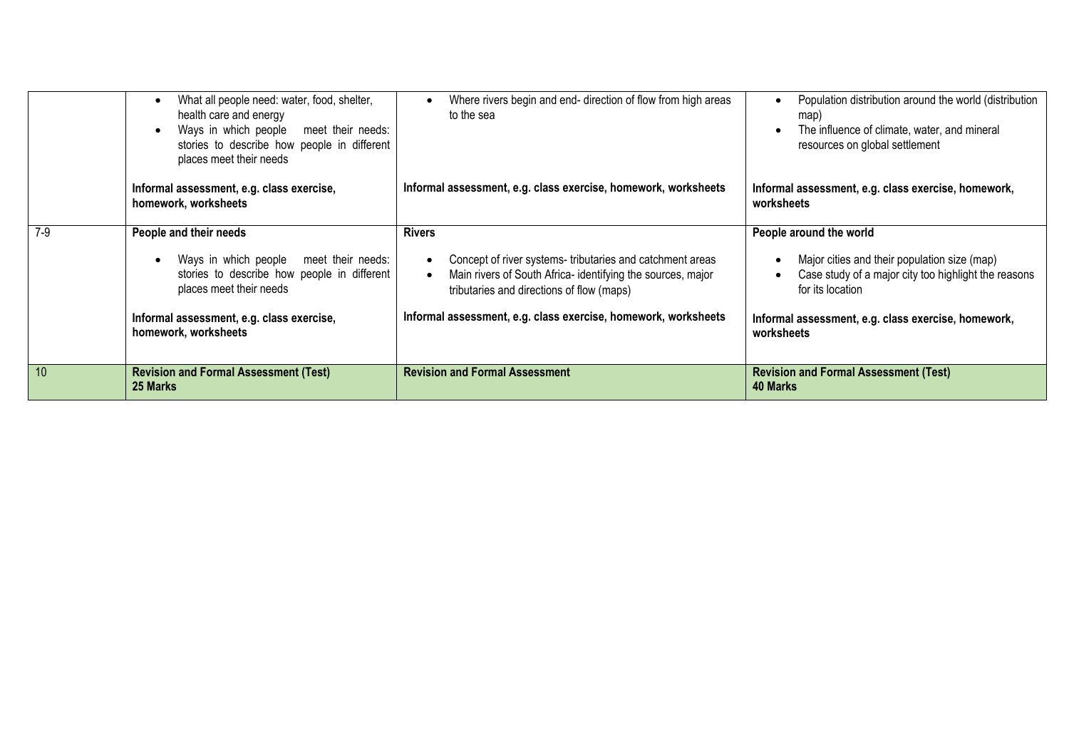| | | | |
|---|---|---|---|
| | • What all people need: water, food, shelter, health care and energy<br>• Ways in which people meet their needs: stories to describe how people in different places meet their needs<br><br>**Informal assessment, e.g. class exercise, homework, worksheets** | • Where rivers begin and end- direction of flow from high areas to the sea<br><br>**Informal assessment, e.g. class exercise, homework, worksheets** | • Population distribution around the world (distribution map)<br>• The influence of climate, water, and mineral resources on global settlement<br><br>**Informal assessment, e.g. class exercise, homework, worksheets** |
| 7-9 | **People and their needs**<br><br>• Ways in which people meet their needs: stories to describe how people in different places meet their needs<br><br>**Informal assessment, e.g. class exercise, homework, worksheets** | **Rivers**<br><br>• Concept of river systems- tributaries and catchment areas<br>• Main rivers of South Africa- identifying the sources, major tributaries and directions of flow (maps)<br><br>**Informal assessment, e.g. class exercise, homework, worksheets** | **People around the world**<br><br>• Major cities and their population size (map)<br>• Case study of a major city too highlight the reasons for its location<br><br>**Informal assessment, e.g. class exercise, homework, worksheets** |
| 10 | **Revision and Formal Assessment (Test)**<br>**25 Marks** | **Revision and Formal Assessment** | **Revision and Formal Assessment (Test)**<br>**40 Marks** |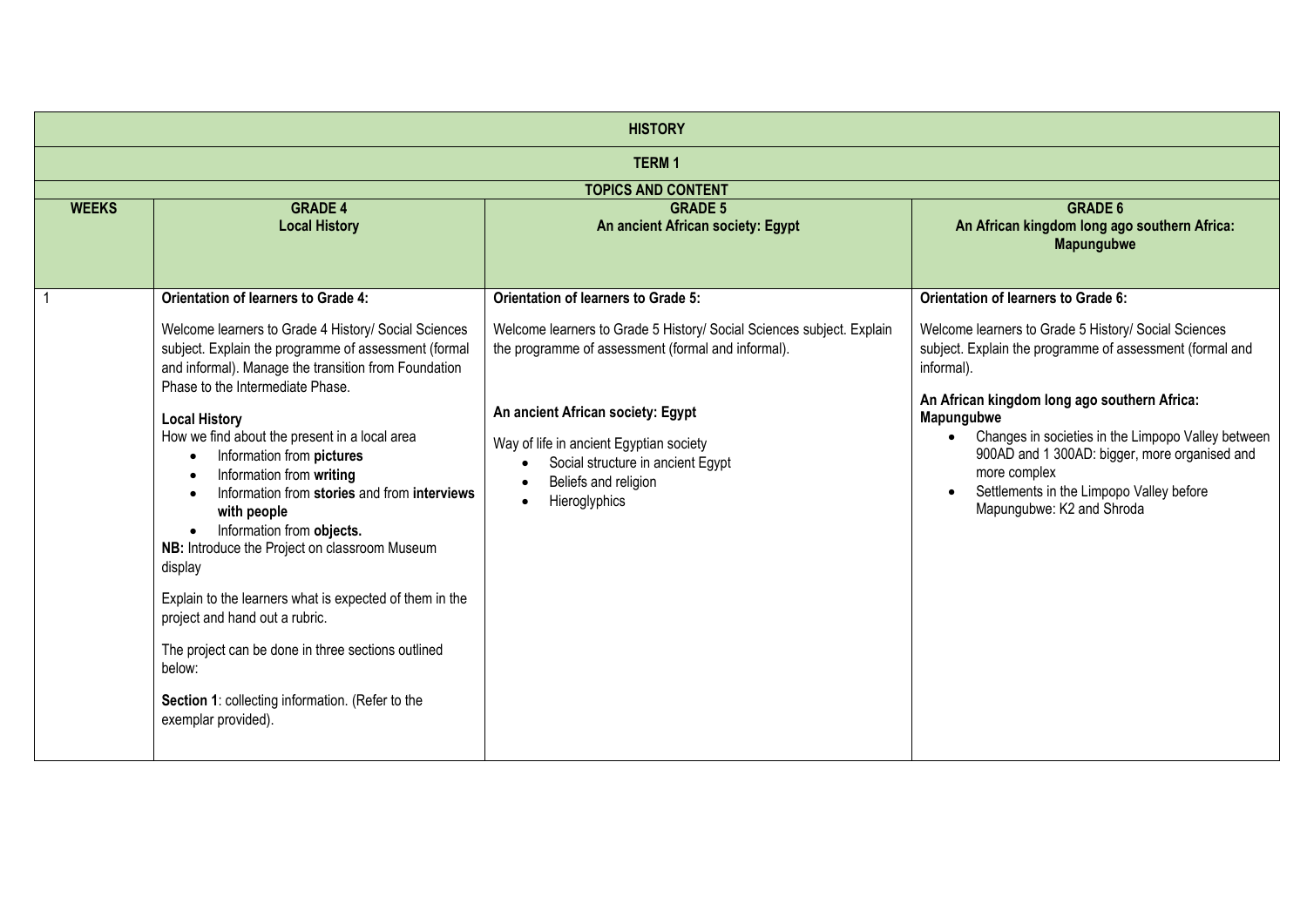| HISTORY | | | |
|---|---|---|---|
| **TERM 1** | | | |
| **TOPICS AND CONTENT** | | | |
| **WEEKS** | **GRADE 4**<br>**Local History** | **GRADE 5**<br>**An ancient African society: Egypt** | **GRADE 6**<br>**An African kingdom long ago southern Africa: Mapungubwe** |
| 1 | **Orientation of learners to Grade 4:**<br><br>Welcome learners to Grade 4 History/ Social Sciences subject. Explain the programme of assessment (formal and informal). Manage the transition from Foundation Phase to the Intermediate Phase.<br><br>**Local History**<br>How we find about the present in a local area<br>• Information from **pictures**<br>• Information from **writing**<br>• Information from **stories** and from **interviews with people**<br>• Information from **objects.**<br>**NB:** Introduce the Project on classroom Museum display<br><br>Explain to the learners what is expected of them in the project and hand out a rubric.<br><br>The project can be done in three sections outlined below:<br><br>**Section 1**: collecting information. (Refer to the exemplar provided). | **Orientation of learners to Grade 5:**<br><br>Welcome learners to Grade 5 History/ Social Sciences subject. Explain the programme of assessment (formal and informal).<br><br>**An ancient African society: Egypt**<br><br>Way of life in ancient Egyptian society<br>• Social structure in ancient Egypt<br>• Beliefs and religion<br>• Hieroglyphics | **Orientation of learners to Grade 6:**<br><br>Welcome learners to Grade 5 History/ Social Sciences subject. Explain the programme of assessment (formal and informal).<br><br>**An African kingdom long ago southern Africa: Mapungubwe**<br>• Changes in societies in the Limpopo Valley between 900AD and 1 300AD: bigger, more organised and more complex<br>• Settlements in the Limpopo Valley before Mapungubwe: K2 and Shroda |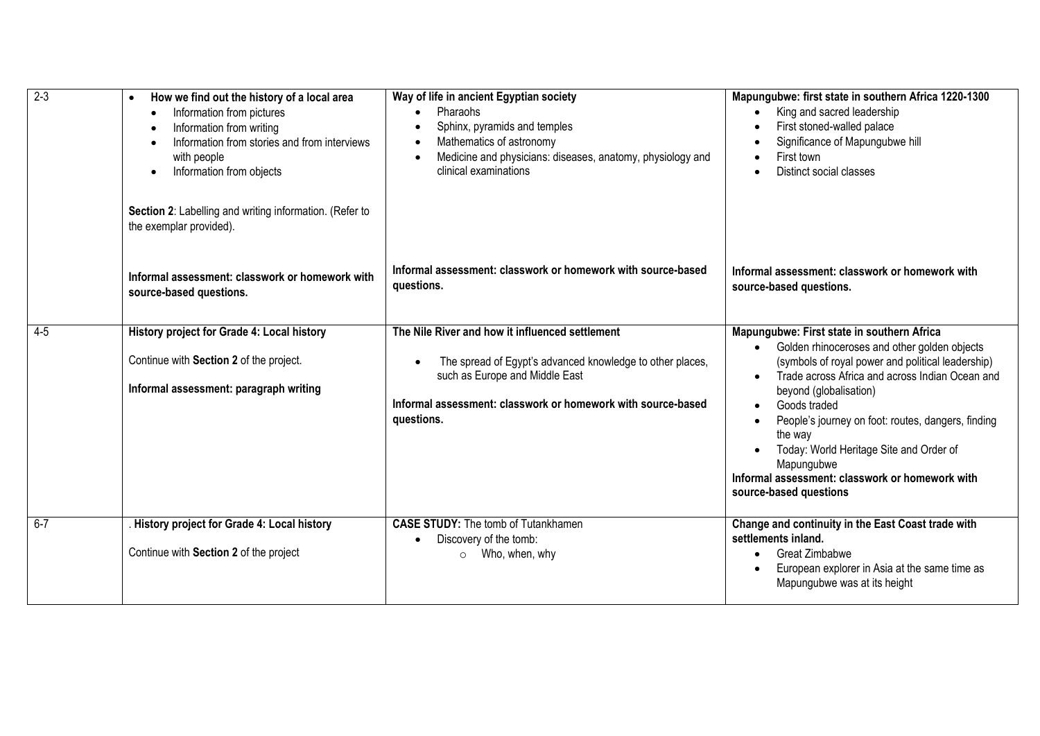| 2-3 | <ul><li>**How we find out the history of a local area**<ul><li>Information from pictures</li><li>Information from writing</li><li>Information from stories and from interviews with people</li><li>Information from objects</li></ul></li></ul>**Section 2**: Labelling and writing information. (Refer to the exemplar provided).<br><br>**Informal assessment: classwork or homework with source-based questions.** | **Way of life in ancient Egyptian society**<ul><li>Pharaohs</li><li>Sphinx, pyramids and temples</li><li>Mathematics of astronomy</li><li>Medicine and physicians: diseases, anatomy, physiology and clinical examinations</li></ul>**Informal assessment: classwork or homework with source-based questions.** | **Mapungubwe: first state in southern Africa 1220-1300**<ul><li>King and sacred leadership</li><li>First stoned-walled palace</li><li>Significance of Mapungubwe hill</li><li>First town</li><li>Distinct social classes</li></ul>**Informal assessment: classwork or homework with source-based questions.** |
|---|---|---|---|
| 4-5 | **History project for Grade 4: Local history**<br><br>Continue with **Section 2** of the project.<br><br>**Informal assessment: paragraph writing** | **The Nile River and how it influenced settlement**<ul><li>The spread of Egypt's advanced knowledge to other places, such as Europe and Middle East</li></ul>**Informal assessment: classwork or homework with source-based questions.** | **Mapungubwe: First state in southern Africa**<ul><li>Golden rhinoceroses and other golden objects (symbols of royal power and political leadership)</li><li>Trade across Africa and across Indian Ocean and beyond (globalisation)</li><li>Goods traded</li><li>People's journey on foot: routes, dangers, finding the way</li><li>Today: World Heritage Site and Order of Mapungubwe</li></ul>**Informal assessment: classwork or homework with source-based questions** |
| 6-7 | . **History project for Grade 4: Local history**<br><br>Continue with **Section 2** of the project | **CASE STUDY:** The tomb of Tutankhamen<ul><li>Discovery of the tomb:<ul><li>Who, when, why</li></ul></li></ul> | **Change and continuity in the East Coast trade with settlements inland.**<ul><li>Great Zimbabwe</li><li>European explorer in Asia at the same time as Mapungubwe was at its height</li></ul> |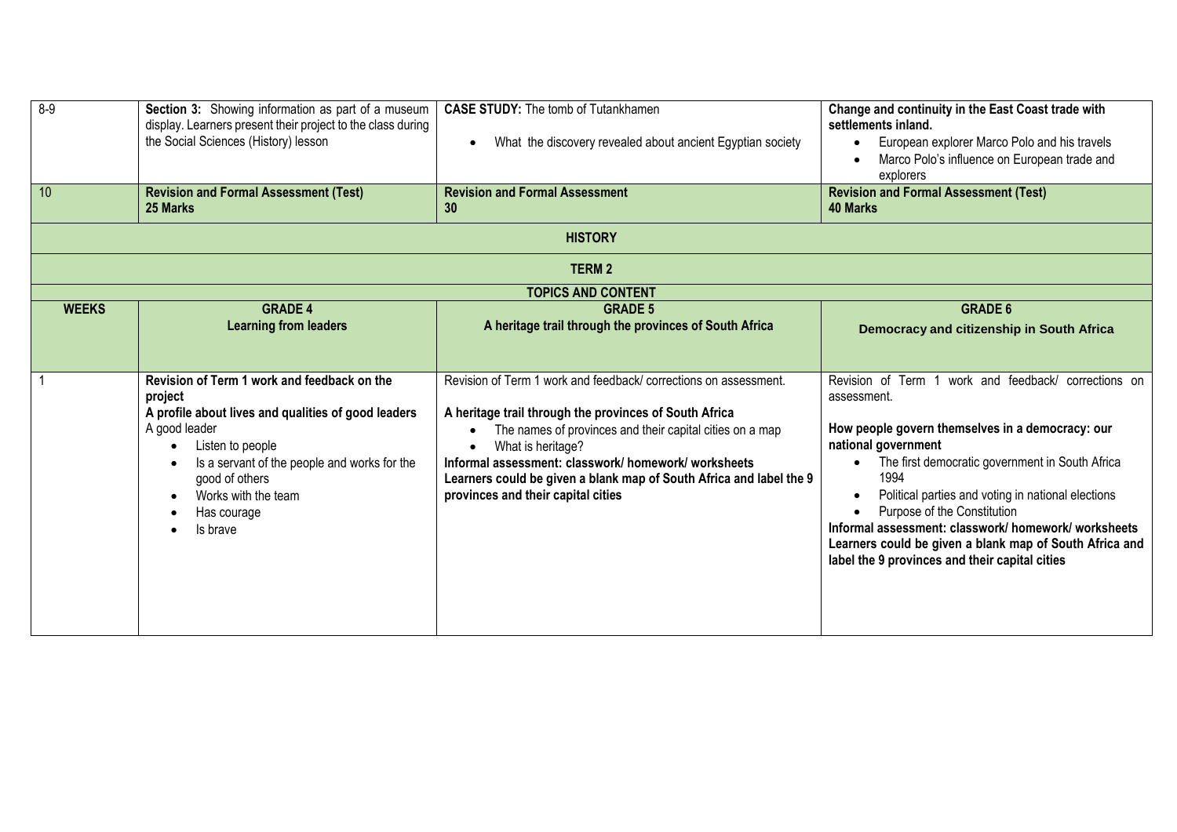| 8-9 | **Section 3:** Showing information as part of a museum display. Learners present their project to the class during the Social Sciences (History) lesson | **CASE STUDY:** The tomb of Tutankhamen<br>• What the discovery revealed about ancient Egyptian society | **Change and continuity in the East Coast trade with settlements inland.**<br>• European explorer Marco Polo and his travels<br>• Marco Polo's influence on European trade and explorers |
|---|---|---|---|
| 10 | **Revision and Formal Assessment (Test)**<br>**25 Marks** | **Revision and Formal Assessment**<br>**30** | **Revision and Formal Assessment (Test)**<br>**40 Marks** |

**HISTORY**

**TERM 2**

**TOPICS AND CONTENT**

| WEEKS | GRADE 4<br>Learning from leaders | GRADE 5<br>A heritage trail through the provinces of South Africa | GRADE 6<br>Democracy and citizenship in South Africa |
|---|---|---|---|
| 1 | **Revision of Term 1 work and feedback on the project**<br>**A profile about lives and qualities of good leaders**<br>A good leader<br>• Listen to people<br>• Is a servant of the people and works for the good of others<br>• Works with the team<br>• Has courage<br>• Is brave | Revision of Term 1 work and feedback/ corrections on assessment.<br>**A heritage trail through the provinces of South Africa**<br>• The names of provinces and their capital cities on a map<br>• What is heritage?<br>**Informal assessment: classwork/ homework/ worksheets**<br>**Learners could be given a blank map of South Africa and label the 9 provinces and their capital cities** | Revision of Term 1 work and feedback/ corrections on assessment.<br>**How people govern themselves in a democracy: our national government**<br>• The first democratic government in South Africa 1994<br>• Political parties and voting in national elections<br>• Purpose of the Constitution<br>**Informal assessment: classwork/ homework/ worksheets**<br>**Learners could be given a blank map of South Africa and label the 9 provinces and their capital cities** |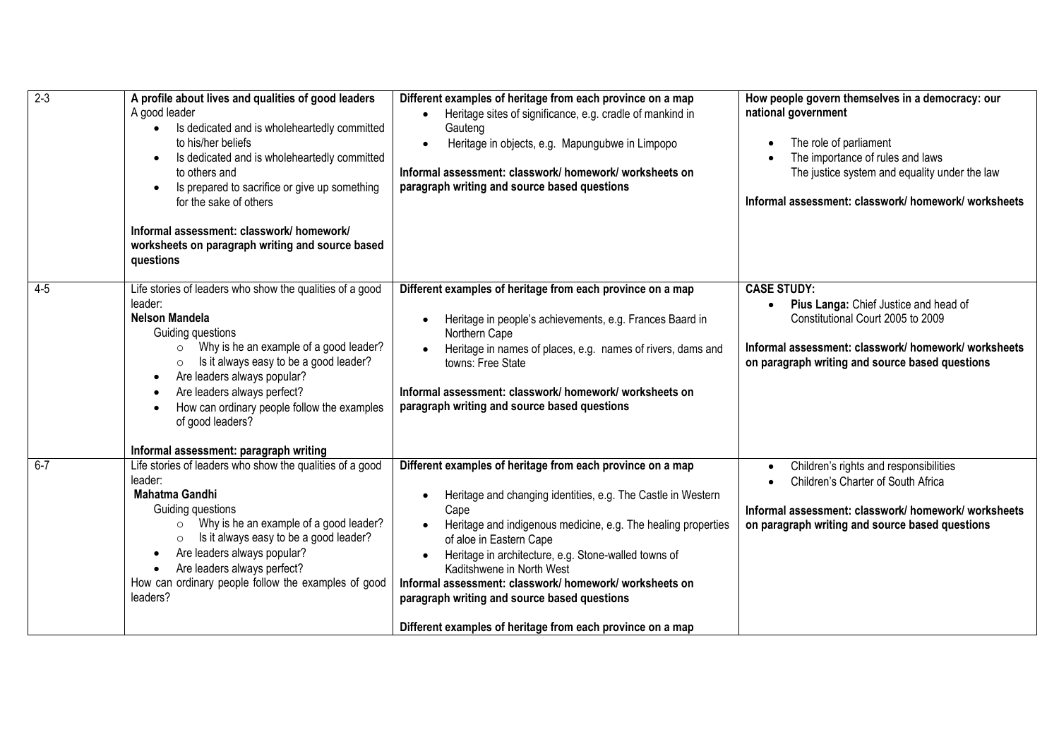| 2-3 | **A profile about lives and qualities of good leaders**<br>A good leader<br>• Is dedicated and is wholeheartedly committed to his/her beliefs<br>• Is dedicated and is wholeheartedly committed to others and<br>• Is prepared to sacrifice or give up something for the sake of others<br><br>**Informal assessment: classwork/ homework/ worksheets on paragraph writing and source based questions** | **Different examples of heritage from each province on a map**<br>• Heritage sites of significance, e.g. cradle of mankind in Gauteng<br>• Heritage in objects, e.g. Mapungubwe in Limpopo<br><br>**Informal assessment: classwork/ homework/ worksheets on paragraph writing and source based questions** | **How people govern themselves in a democracy: our national government**<br>• The role of parliament<br>• The importance of rules and laws<br>The justice system and equality under the law<br><br>**Informal assessment: classwork/ homework/ worksheets** |
|---|---|---|---|
| 4-5 | Life stories of leaders who show the qualities of a good leader:<br>**Nelson Mandela**<br>Guiding questions<br>○ Why is he an example of a good leader?<br>○ Is it always easy to be a good leader?<br>• Are leaders always popular?<br>• Are leaders always perfect?<br>• How can ordinary people follow the examples of good leaders?<br><br>**Informal assessment: paragraph writing** | **Different examples of heritage from each province on a map**<br>• Heritage in people's achievements, e.g. Frances Baard in Northern Cape<br>• Heritage in names of places, e.g. names of rivers, dams and towns: Free State<br><br>**Informal assessment: classwork/ homework/ worksheets on paragraph writing and source based questions** | **CASE STUDY:**<br>• **Pius Langa:** Chief Justice and head of Constitutional Court 2005 to 2009<br><br>**Informal assessment: classwork/ homework/ worksheets on paragraph writing and source based questions** |
| 6-7 | Life stories of leaders who show the qualities of a good leader:<br>**Mahatma Gandhi**<br>Guiding questions<br>○ Why is he an example of a good leader?<br>○ Is it always easy to be a good leader?<br>• Are leaders always popular?<br>• Are leaders always perfect?<br>How can ordinary people follow the examples of good leaders? | **Different examples of heritage from each province on a map**<br>• Heritage and changing identities, e.g. The Castle in Western Cape<br>• Heritage and indigenous medicine, e.g. The healing properties of aloe in Eastern Cape<br>• Heritage in architecture, e.g. Stone-walled towns of Kaditshwene in North West<br>**Informal assessment: classwork/ homework/ worksheets on paragraph writing and source based questions**<br><br>**Different examples of heritage from each province on a map** | • Children's rights and responsibilities<br>• Children's Charter of South Africa<br><br>**Informal assessment: classwork/ homework/ worksheets on paragraph writing and source based questions** |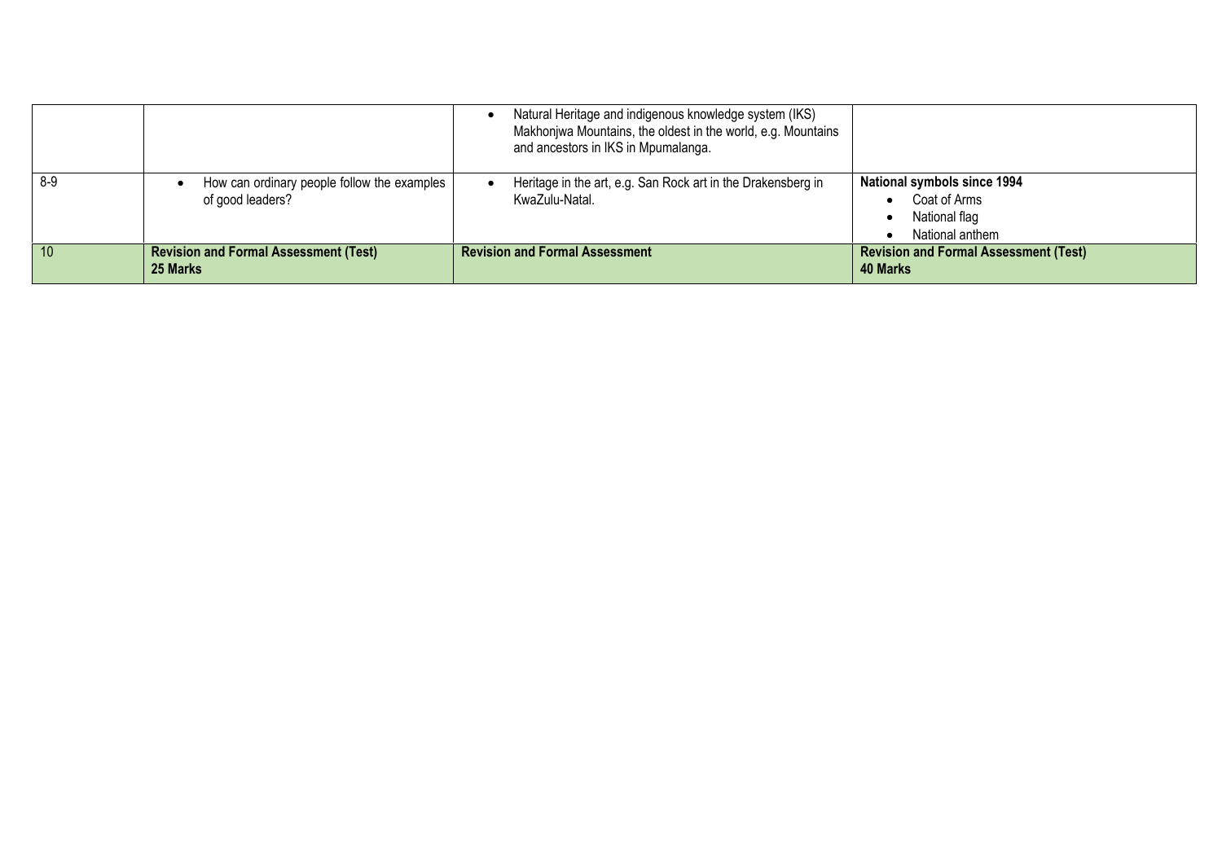| | | | |
|---|---|---|---|
| | | • Natural Heritage and indigenous knowledge system (IKS) Makhonjwa Mountains, the oldest in the world, e.g. Mountains and ancestors in IKS in Mpumalanga. | |
| 8-9 | • How can ordinary people follow the examples of good leaders? | • Heritage in the art, e.g. San Rock art in the Drakensberg in KwaZulu-Natal. | **National symbols since 1994**<br>• Coat of Arms<br>• National flag<br>• National anthem |
| 10 | **Revision and Formal Assessment (Test)**<br>**25 Marks** | **Revision and Formal Assessment** | **Revision and Formal Assessment (Test)**<br>**40 Marks** |